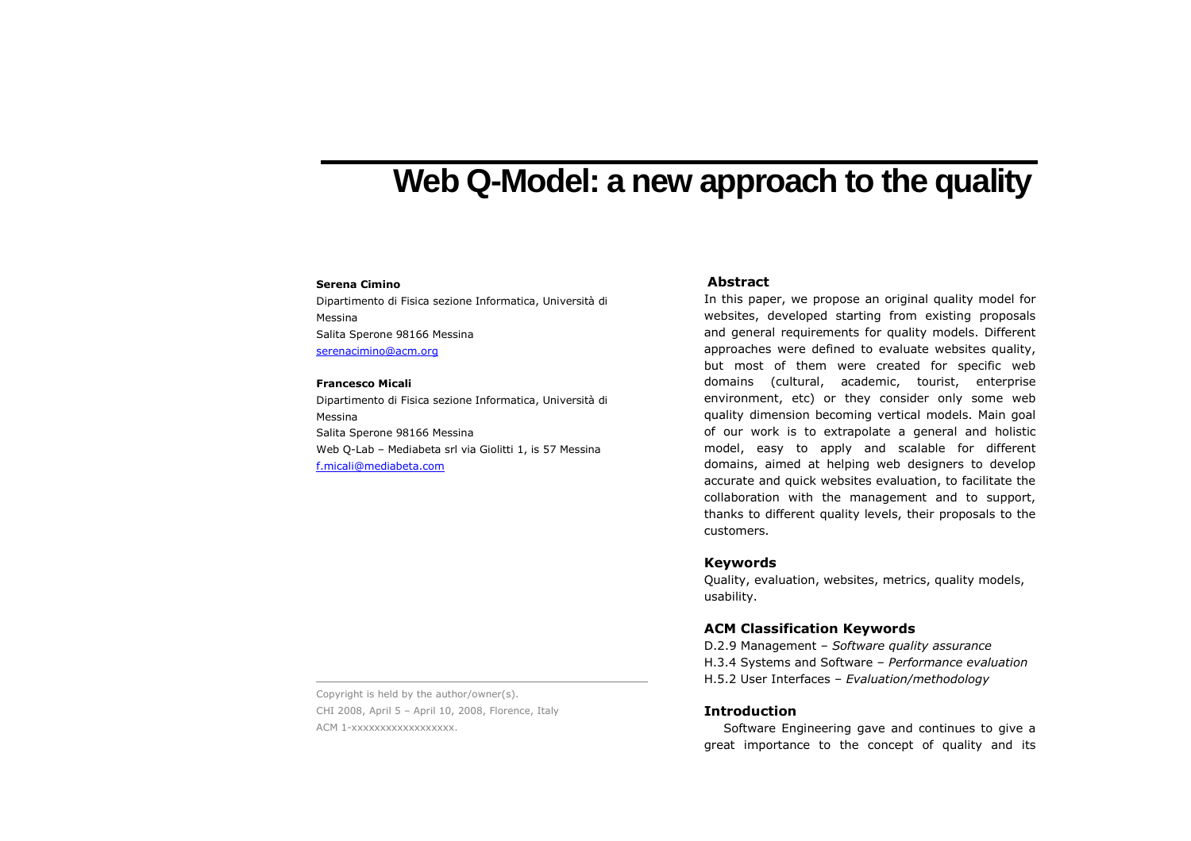# Web Q-Model: a new approach to the quality

**Serena Cimino**
Dipartimento di Fisica sezione Informatica, Università di Messina
Salita Sperone 98166 Messina
serenacimino@acm.org

**Francesco Micali**
Dipartimento di Fisica sezione Informatica, Università di Messina
Salita Sperone 98166 Messina
Web Q-Lab – Mediabeta srl via Giolitti 1, is 57 Messina
f.micali@mediabeta.com

Copyright is held by the author/owner(s).
CHI 2008, April 5 – April 10, 2008, Florence, Italy
ACM 1-xxxxxxxxxxxxxxxxxx.

## Abstract

In this paper, we propose an original quality model for websites, developed starting from existing proposals and general requirements for quality models. Different approaches were defined to evaluate websites quality, but most of them were created for specific web domains (cultural, academic, tourist, enterprise environment, etc) or they consider only some web quality dimension becoming vertical models. Main goal of our work is to extrapolate a general and holistic model, easy to apply and scalable for different domains, aimed at helping web designers to develop accurate and quick websites evaluation, to facilitate the collaboration with the management and to support, thanks to different quality levels, their proposals to the customers.

## Keywords

Quality, evaluation, websites, metrics, quality models, usability.

## ACM Classification Keywords

D.2.9 Management – *Software quality assurance*
H.3.4 Systems and Software – *Performance evaluation*
H.5.2 User Interfaces – *Evaluation/methodology*

## Introduction

Software Engineering gave and continues to give a great importance to the concept of quality and its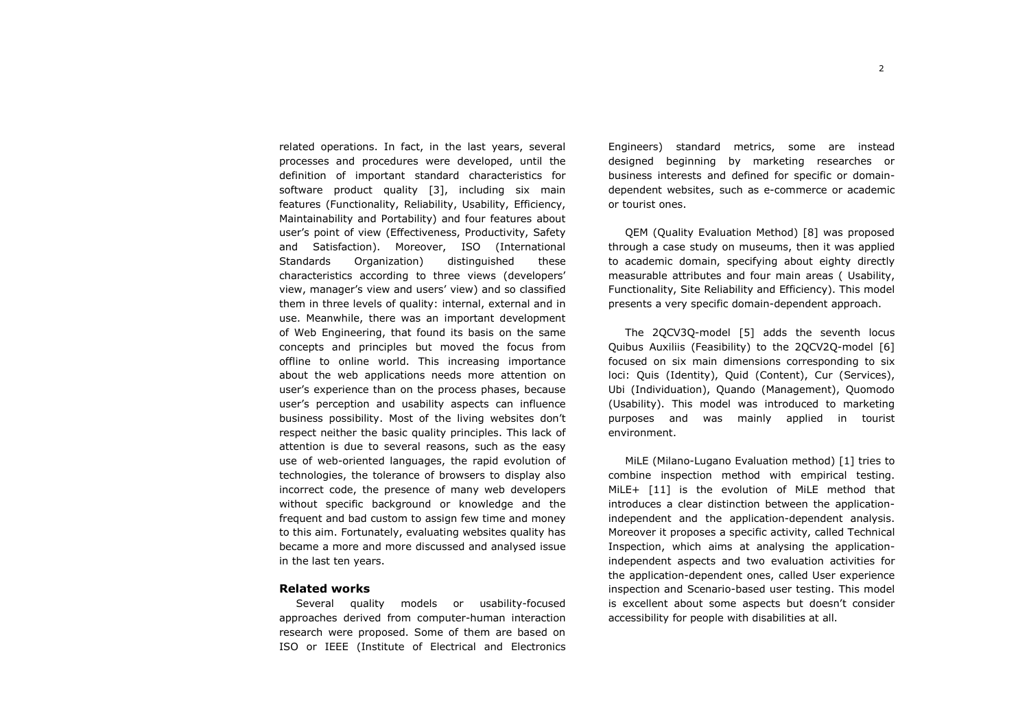related operations. In fact, in the last years, several processes and procedures were developed, until the definition of important standard characteristics for software product quality [3], including six main features (Functionality, Reliability, Usability, Efficiency, Maintainability and Portability) and four features about user's point of view (Effectiveness, Productivity, Safety and Satisfaction). Moreover, ISO (International Standards Organization) distinguished these characteristics according to three views (developers' view, manager's view and users' view) and so classified them in three levels of quality: internal, external and in use. Meanwhile, there was an important development of Web Engineering, that found its basis on the same concepts and principles but moved the focus from offline to online world. This increasing importance about the web applications needs more attention on user's experience than on the process phases, because user's perception and usability aspects can influence business possibility. Most of the living websites don't respect neither the basic quality principles. This lack of attention is due to several reasons, such as the easy use of web-oriented languages, the rapid evolution of technologies, the tolerance of browsers to display also incorrect code, the presence of many web developers without specific background or knowledge and the frequent and bad custom to assign few time and money to this aim. Fortunately, evaluating websites quality has became a more and more discussed and analysed issue in the last ten years.

## Related works

Several quality models or usability-focused approaches derived from computer-human interaction research were proposed. Some of them are based on ISO or IEEE (Institute of Electrical and Electronics Engineers) standard metrics, some are instead designed beginning by marketing researches or business interests and defined for specific or domain-dependent websites, such as e-commerce or academic or tourist ones.

QEM (Quality Evaluation Method) [8] was proposed through a case study on museums, then it was applied to academic domain, specifying about eighty directly measurable attributes and four main areas ( Usability, Functionality, Site Reliability and Efficiency). This model presents a very specific domain-dependent approach.

The 2QCV3Q-model [5] adds the seventh locus Quibus Auxiliis (Feasibility) to the 2QCV2Q-model [6] focused on six main dimensions corresponding to six loci: Quis (Identity), Quid (Content), Cur (Services), Ubi (Individuation), Quando (Management), Quomodo (Usability). This model was introduced to marketing purposes and was mainly applied in tourist environment.

MiLE (Milano-Lugano Evaluation method) [1] tries to combine inspection method with empirical testing. MiLE+ [11] is the evolution of MiLE method that introduces a clear distinction between the application-independent and the application-dependent analysis. Moreover it proposes a specific activity, called Technical Inspection, which aims at analysing the application-independent aspects and two evaluation activities for the application-dependent ones, called User experience inspection and Scenario-based user testing. This model is excellent about some aspects but doesn't consider accessibility for people with disabilities at all.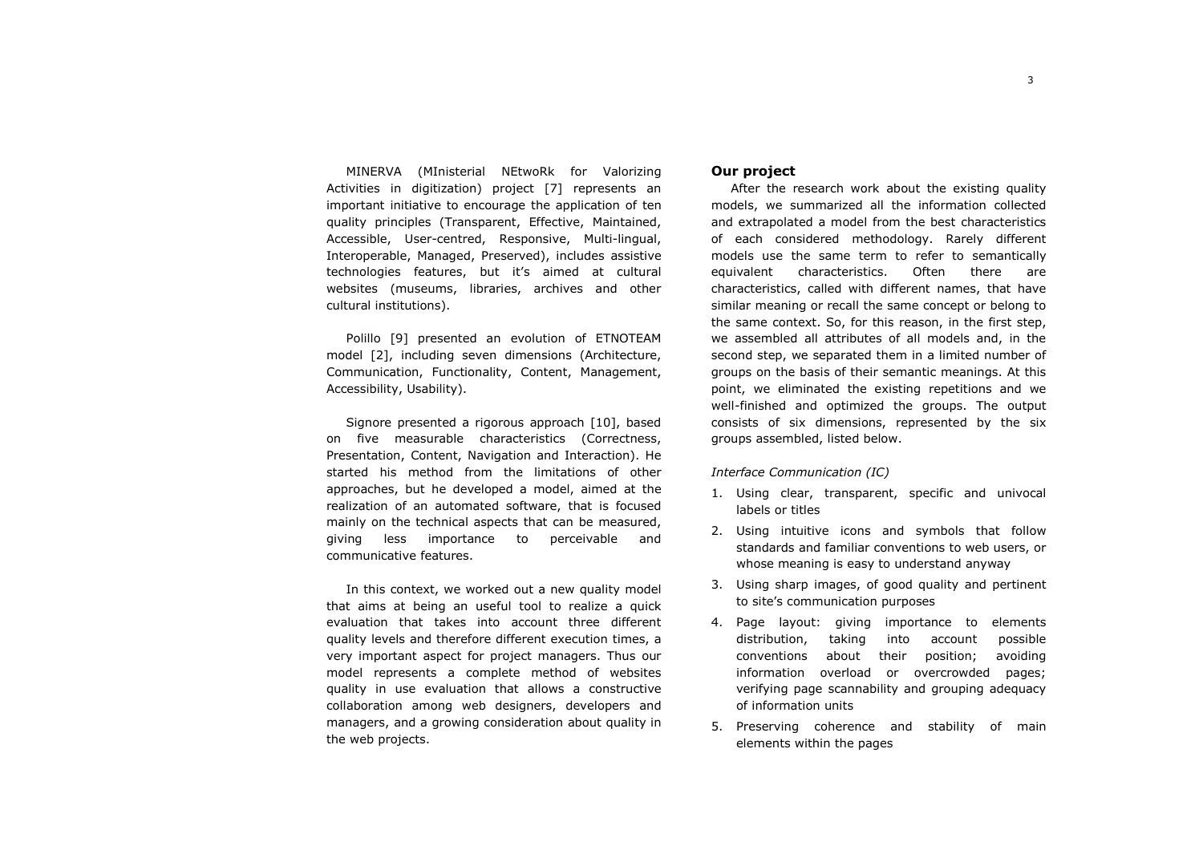MINERVA (MInisterial NEtwoRk for Valorizing Activities in digitization) project [7] represents an important initiative to encourage the application of ten quality principles (Transparent, Effective, Maintained, Accessible, User-centred, Responsive, Multi-lingual, Interoperable, Managed, Preserved), includes assistive technologies features, but it's aimed at cultural websites (museums, libraries, archives and other cultural institutions).

Polillo [9] presented an evolution of ETNOTEAM model [2], including seven dimensions (Architecture, Communication, Functionality, Content, Management, Accessibility, Usability).

Signore presented a rigorous approach [10], based on five measurable characteristics (Correctness, Presentation, Content, Navigation and Interaction). He started his method from the limitations of other approaches, but he developed a model, aimed at the realization of an automated software, that is focused mainly on the technical aspects that can be measured, giving less importance to perceivable and communicative features.

In this context, we worked out a new quality model that aims at being an useful tool to realize a quick evaluation that takes into account three different quality levels and therefore different execution times, a very important aspect for project managers. Thus our model represents a complete method of websites quality in use evaluation that allows a constructive collaboration among web designers, developers and managers, and a growing consideration about quality in the web projects.

## Our project

After the research work about the existing quality models, we summarized all the information collected and extrapolated a model from the best characteristics of each considered methodology. Rarely different models use the same term to refer to semantically equivalent characteristics. Often there are characteristics, called with different names, that have similar meaning or recall the same concept or belong to the same context. So, for this reason, in the first step, we assembled all attributes of all models and, in the second step, we separated them in a limited number of groups on the basis of their semantic meanings. At this point, we eliminated the existing repetitions and we well-finished and optimized the groups. The output consists of six dimensions, represented by the six groups assembled, listed below.

*Interface Communication (IC)*

1. Using clear, transparent, specific and univocal labels or titles
2. Using intuitive icons and symbols that follow standards and familiar conventions to web users, or whose meaning is easy to understand anyway
3. Using sharp images, of good quality and pertinent to site's communication purposes
4. Page layout: giving importance to elements distribution, taking into account possible conventions about their position; avoiding information overload or overcrowded pages; verifying page scannability and grouping adequacy of information units
5. Preserving coherence and stability of main elements within the pages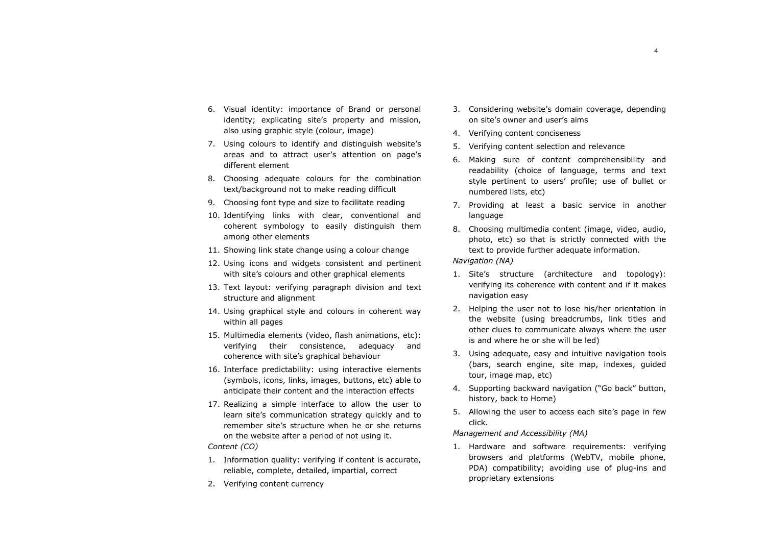6. Visual identity: importance of Brand or personal identity; explicating site's property and mission, also using graphic style (colour, image)
7. Using colours to identify and distinguish website's areas and to attract user's attention on page's different element
8. Choosing adequate colours for the combination text/background not to make reading difficult
9. Choosing font type and size to facilitate reading
10. Identifying links with clear, conventional and coherent symbology to easily distinguish them among other elements
11. Showing link state change using a colour change
12. Using icons and widgets consistent and pertinent with site's colours and other graphical elements
13. Text layout: verifying paragraph division and text structure and alignment
14. Using graphical style and colours in coherent way within all pages
15. Multimedia elements (video, flash animations, etc): verifying their consistence, adequacy and coherence with site's graphical behaviour
16. Interface predictability: using interactive elements (symbols, icons, links, images, buttons, etc) able to anticipate their content and the interaction effects
17. Realizing a simple interface to allow the user to learn site's communication strategy quickly and to remember site's structure when he or she returns on the website after a period of not using it.

*Content (CO)*

1. Information quality: verifying if content is accurate, reliable, complete, detailed, impartial, correct
2. Verifying content currency
3. Considering website's domain coverage, depending on site's owner and user's aims
4. Verifying content conciseness
5. Verifying content selection and relevance
6. Making sure of content comprehensibility and readability (choice of language, terms and text style pertinent to users' profile; use of bullet or numbered lists, etc)
7. Providing at least a basic service in another language
8. Choosing multimedia content (image, video, audio, photo, etc) so that is strictly connected with the text to provide further adequate information.

*Navigation (NA)*

1. Site's structure (architecture and topology): verifying its coherence with content and if it makes navigation easy
2. Helping the user not to lose his/her orientation in the website (using breadcrumbs, link titles and other clues to communicate always where the user is and where he or she will be led)
3. Using adequate, easy and intuitive navigation tools (bars, search engine, site map, indexes, guided tour, image map, etc)
4. Supporting backward navigation ("Go back" button, history, back to Home)
5. Allowing the user to access each site's page in few click.

*Management and Accessibility (MA)*

1. Hardware and software requirements: verifying browsers and platforms (WebTV, mobile phone, PDA) compatibility; avoiding use of plug-ins and proprietary extensions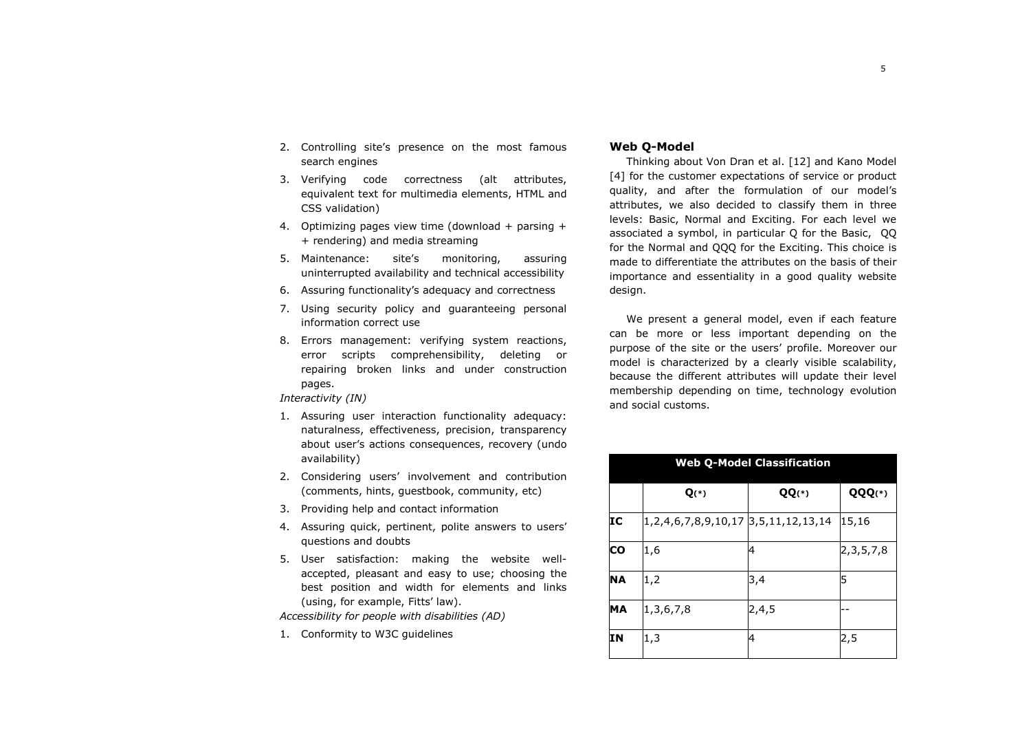2. Controlling site's presence on the most famous search engines
3. Verifying code correctness (alt attributes, equivalent text for multimedia elements, HTML and CSS validation)
4. Optimizing pages view time (download + parsing + + rendering) and media streaming
5. Maintenance: site's monitoring, assuring uninterrupted availability and technical accessibility
6. Assuring functionality's adequacy and correctness
7. Using security policy and guaranteeing personal information correct use
8. Errors management: verifying system reactions, error scripts comprehensibility, deleting or repairing broken links and under construction pages.

*Interactivity (IN)*

1. Assuring user interaction functionality adequacy: naturalness, effectiveness, precision, transparency about user's actions consequences, recovery (undo availability)
2. Considering users' involvement and contribution (comments, hints, guestbook, community, etc)
3. Providing help and contact information
4. Assuring quick, pertinent, polite answers to users' questions and doubts
5. User satisfaction: making the website well-accepted, pleasant and easy to use; choosing the best position and width for elements and links (using, for example, Fitts' law).

*Accessibility for people with disabilities (AD)*

1. Conformity to W3C guidelines

## Web Q-Model

Thinking about Von Dran et al. [12] and Kano Model [4] for the customer expectations of service or product quality, and after the formulation of our model's attributes, we also decided to classify them in three levels: Basic, Normal and Exciting. For each level we associated a symbol, in particular Q for the Basic, QQ for the Normal and QQQ for the Exciting. This choice is made to differentiate the attributes on the basis of their importance and essentiality in a good quality website design.

We present a general model, even if each feature can be more or less important depending on the purpose of the site or the users' profile. Moreover our model is characterized by a clearly visible scalability, because the different attributes will update their level membership depending on time, technology evolution and social customs.

**Web Q-Model Classification**

| | **Q(\*)** | **QQ(\*)** | **QQQ(\*)** |
|---|---|---|---|
| **IC** | 1,2,4,6,7,8,9,10,17 | 3,5,11,12,13,14 | 15,16 |
| **CO** | 1,6 | 4 | 2,3,5,7,8 |
| **NA** | 1,2 | 3,4 | 5 |
| **MA** | 1,3,6,7,8 | 2,4,5 | -- |
| **IN** | 1,3 | 4 | 2,5 |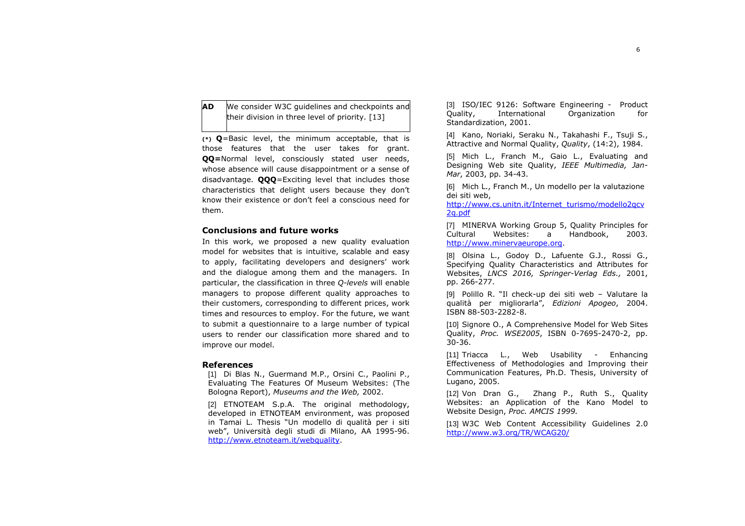| | |
|---|---|
| **AD** | We consider W3C guidelines and checkpoints and their division in three level of priority. [13] |

(*) **Q**=Basic level, the minimum acceptable, that is those features that the user takes for grant. **QQ=**Normal level, consciously stated user needs, whose absence will cause disappointment or a sense of disadvantage. **QQQ**=Exciting level that includes those characteristics that delight users because they don't know their existence or don't feel a conscious need for them.

### Conclusions and future works

In this work, we proposed a new quality evaluation model for websites that is intuitive, scalable and easy to apply, facilitating developers and designers' work and the dialogue among them and the managers. In particular, the classification in three *Q-levels* will enable managers to propose different quality approaches to their customers, corresponding to different prices, work times and resources to employ. For the future, we want to submit a questionnaire to a large number of typical users to render our classification more shared and to improve our model.

### References

[1] Di Blas N., Guermand M.P., Orsini C., Paolini P., Evaluating The Features Of Museum Websites: (The Bologna Report), *Museums and the Web,* 2002.

[2] ETNOTEAM S.p.A. The original methodology, developed in ETNOTEAM environment, was proposed in Tamai L. Thesis "Un modello di qualità per i siti web", Università degli studi di Milano, AA 1995-96. http://www.etnoteam.it/webquality.

[3] ISO/IEC 9126: Software Engineering - Product Quality, International Organization for Standardization, 2001.

[4] Kano, Noriaki, Seraku N., Takahashi F., Tsuji S., Attractive and Normal Quality, *Quality*, (14:2), 1984.

[5] Mich L., Franch M., Gaio L., Evaluating and Designing Web site Quality, *IEEE Multimedia, Jan-Mar*, 2003, pp. 34-43.

[6] Mich L., Franch M., Un modello per la valutazione dei siti web, http://www.cs.unitn.it/Internet_turismo/modello2qcv2q.pdf

[7] MINERVA Working Group 5, Quality Principles for Cultural Websites: a Handbook, 2003. http://www.minervaeurope.org.

[8] Olsina L., Godoy D., Lafuente G.J., Rossi G., Specifying Quality Characteristics and Attributes for Websites, *LNCS 2016, Springer-Verlag Eds.,* 2001, pp. 266-277.

[9] Polillo R. "Il check-up dei siti web – Valutare la qualità per migliorarla", *Edizioni Apogeo*, 2004. ISBN 88-503-2282-8.

[10] Signore O., A Comprehensive Model for Web Sites Quality, *Proc. WSE2005*, ISBN 0-7695-2470-2, pp. 30-36.

[11] Triacca L., Web Usability - Enhancing Effectiveness of Methodologies and Improving their Communication Features, Ph.D. Thesis, University of Lugano, 2005.

[12] Von Dran G., Zhang P., Ruth S., Quality Websites: an Application of the Kano Model to Website Design, *Proc. AMCIS 1999.*

[13] W3C Web Content Accessibility Guidelines 2.0 http://www.w3.org/TR/WCAG20/